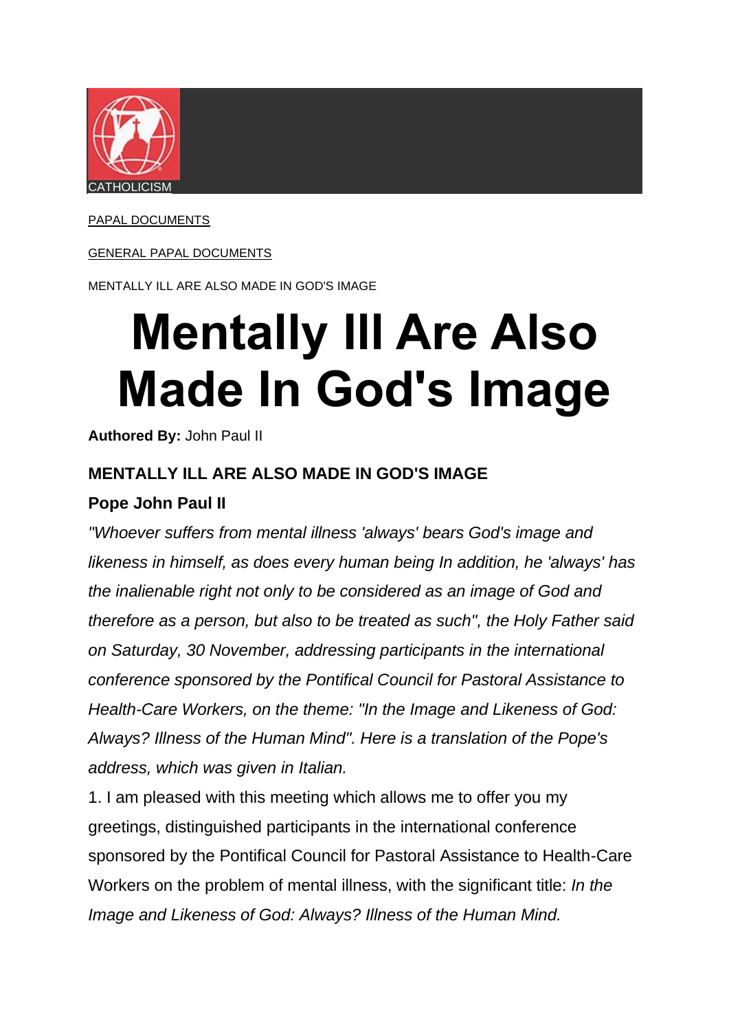CATHOLICISM

PAPAL DOCUMENTS

GENERAL PAPAL DOCUMENTS

MENTALLY ILL ARE ALSO MADE IN GOD'S IMAGE

# Mentally Ill Are Also Made In God's Image

**Authored By:** John Paul II

### MENTALLY ILL ARE ALSO MADE IN GOD'S IMAGE

### Pope John Paul II

*"Whoever suffers from mental illness 'always' bears God's image and likeness in himself, as does every human being In addition, he 'always' has the inalienable right not only to be considered as an image of God and therefore as a person, but also to be treated as such", the Holy Father said on Saturday, 30 November, addressing participants in the international conference sponsored by the Pontifical Council for Pastoral Assistance to Health-Care Workers, on the theme: "In the Image and Likeness of God: Always? Illness of the Human Mind". Here is a translation of the Pope's address, which was given in Italian.*

1. I am pleased with this meeting which allows me to offer you my greetings, distinguished participants in the international conference sponsored by the Pontifical Council for Pastoral Assistance to Health-Care Workers on the problem of mental illness, with the significant title: *In the Image and Likeness of God: Always? Illness of the Human Mind.*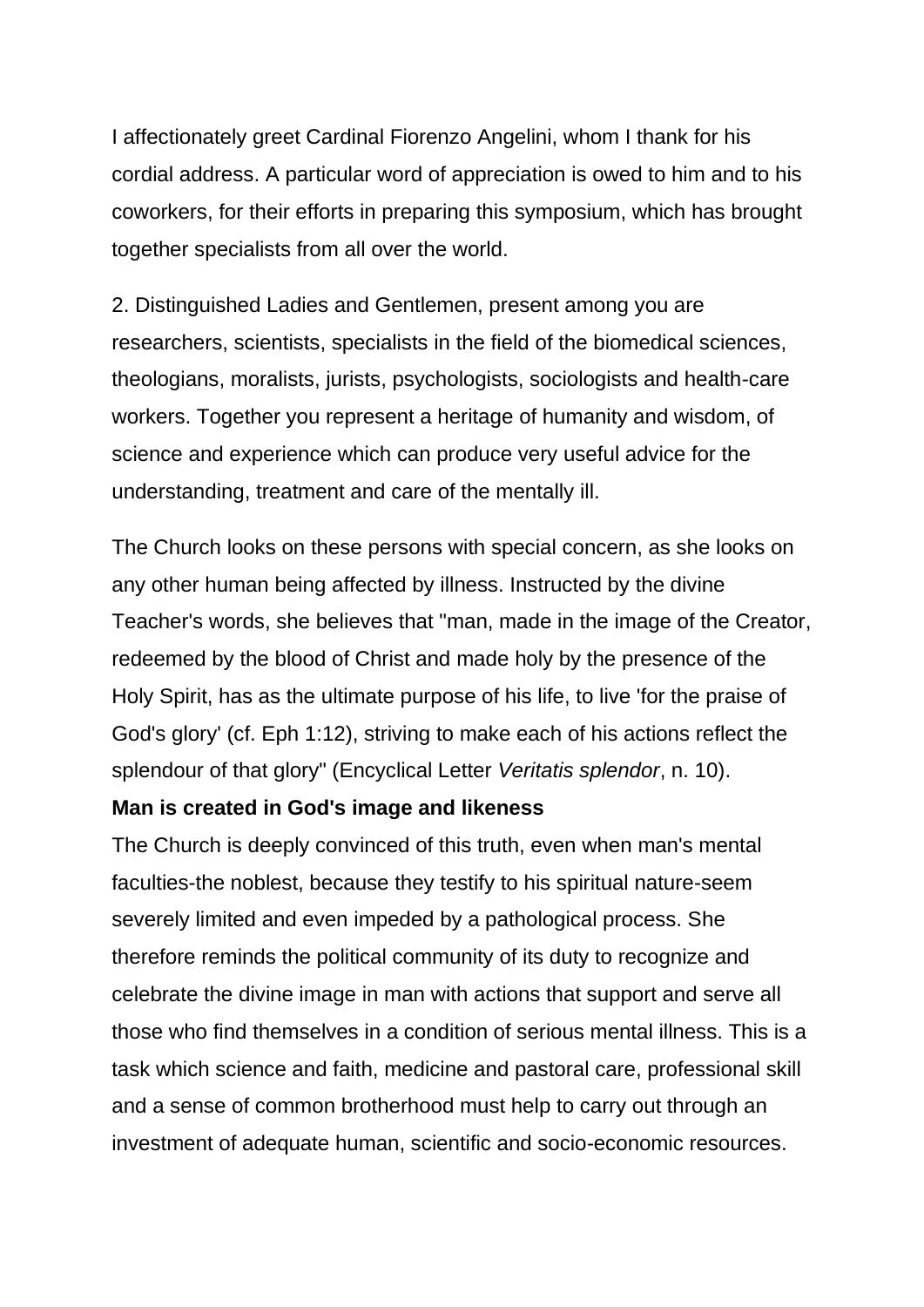I affectionately greet Cardinal Fiorenzo Angelini, whom I thank for his cordial address. A particular word of appreciation is owed to him and to his coworkers, for their efforts in preparing this symposium, which has brought together specialists from all over the world.

2. Distinguished Ladies and Gentlemen, present among you are researchers, scientists, specialists in the field of the biomedical sciences, theologians, moralists, jurists, psychologists, sociologists and health-care workers. Together you represent a heritage of humanity and wisdom, of science and experience which can produce very useful advice for the understanding, treatment and care of the mentally ill.

The Church looks on these persons with special concern, as she looks on any other human being affected by illness. Instructed by the divine Teacher's words, she believes that "man, made in the image of the Creator, redeemed by the blood of Christ and made holy by the presence of the Holy Spirit, has as the ultimate purpose of his life, to live 'for the praise of God's glory' (cf. Eph 1:12), striving to make each of his actions reflect the splendour of that glory" (Encyclical Letter *Veritatis splendor*, n. 10).

**Man is created in God's image and likeness**

The Church is deeply convinced of this truth, even when man's mental faculties-the noblest, because they testify to his spiritual nature-seem severely limited and even impeded by a pathological process. She therefore reminds the political community of its duty to recognize and celebrate the divine image in man with actions that support and serve all those who find themselves in a condition of serious mental illness. This is a task which science and faith, medicine and pastoral care, professional skill and a sense of common brotherhood must help to carry out through an investment of adequate human, scientific and socio-economic resources.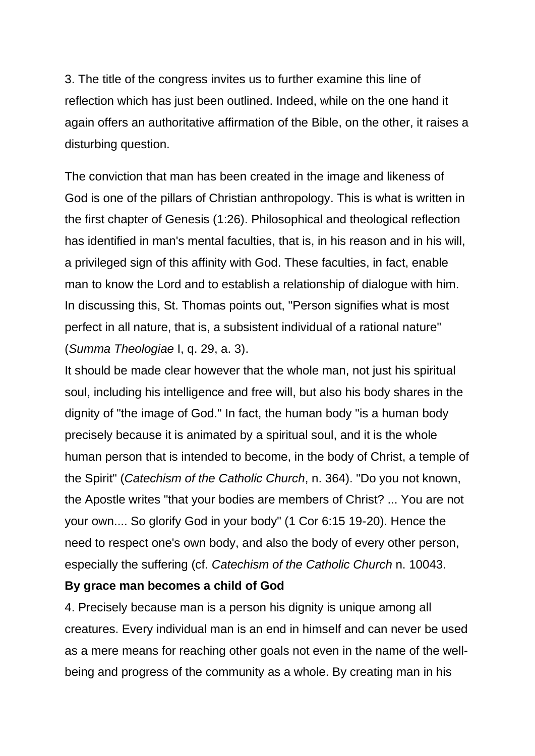3. The title of the congress invites us to further examine this line of reflection which has just been outlined. Indeed, while on the one hand it again offers an authoritative affirmation of the Bible, on the other, it raises a disturbing question.

The conviction that man has been created in the image and likeness of God is one of the pillars of Christian anthropology. This is what is written in the first chapter of Genesis (1:26). Philosophical and theological reflection has identified in man's mental faculties, that is, in his reason and in his will, a privileged sign of this affinity with God. These faculties, in fact, enable man to know the Lord and to establish a relationship of dialogue with him. In discussing this, St. Thomas points out, "Person signifies what is most perfect in all nature, that is, a subsistent individual of a rational nature" (*Summa Theologiae* I, q. 29, a. 3).
It should be made clear however that the whole man, not just his spiritual soul, including his intelligence and free will, but also his body shares in the dignity of "the image of God." In fact, the human body "is a human body precisely because it is animated by a spiritual soul, and it is the whole human person that is intended to become, in the body of Christ, a temple of the Spirit" (*Catechism of the Catholic Church*, n. 364). "Do you not known, the Apostle writes "that your bodies are members of Christ? ... You are not your own.... So glorify God in your body" (1 Cor 6:15 19-20). Hence the need to respect one's own body, and also the body of every other person, especially the suffering (cf. *Catechism of the Catholic Church* n. 10043.

**By grace man becomes a child of God**

4. Precisely because man is a person his dignity is unique among all creatures. Every individual man is an end in himself and can never be used as a mere means for reaching other goals not even in the name of the well-being and progress of the community as a whole. By creating man in his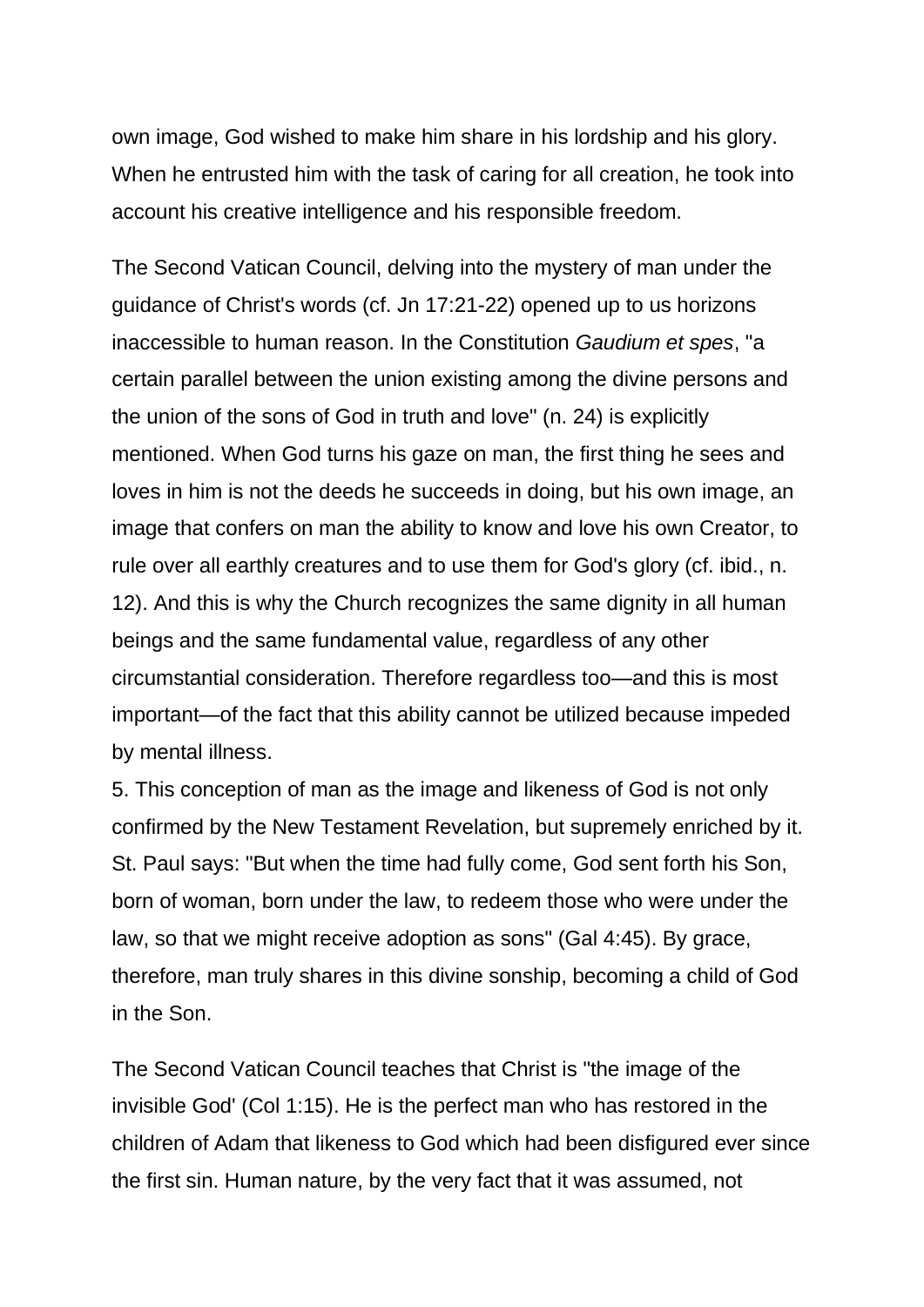own image, God wished to make him share in his lordship and his glory. When he entrusted him with the task of caring for all creation, he took into account his creative intelligence and his responsible freedom.

The Second Vatican Council, delving into the mystery of man under the guidance of Christ's words (cf. Jn 17:21-22) opened up to us horizons inaccessible to human reason. In the Constitution *Gaudium et spes*, "a certain parallel between the union existing among the divine persons and the union of the sons of God in truth and love" (n. 24) is explicitly mentioned. When God turns his gaze on man, the first thing he sees and loves in him is not the deeds he succeeds in doing, but his own image, an image that confers on man the ability to know and love his own Creator, to rule over all earthly creatures and to use them for God's glory (cf. ibid., n. 12). And this is why the Church recognizes the same dignity in all human beings and the same fundamental value, regardless of any other circumstantial consideration. Therefore regardless too—and this is most important—of the fact that this ability cannot be utilized because impeded by mental illness.

5. This conception of man as the image and likeness of God is not only confirmed by the New Testament Revelation, but supremely enriched by it. St. Paul says: "But when the time had fully come, God sent forth his Son, born of woman, born under the law, to redeem those who were under the law, so that we might receive adoption as sons" (Gal 4:45). By grace, therefore, man truly shares in this divine sonship, becoming a child of God in the Son.

The Second Vatican Council teaches that Christ is "the image of the invisible God' (Col 1:15). He is the perfect man who has restored in the children of Adam that likeness to God which had been disfigured ever since the first sin. Human nature, by the very fact that it was assumed, not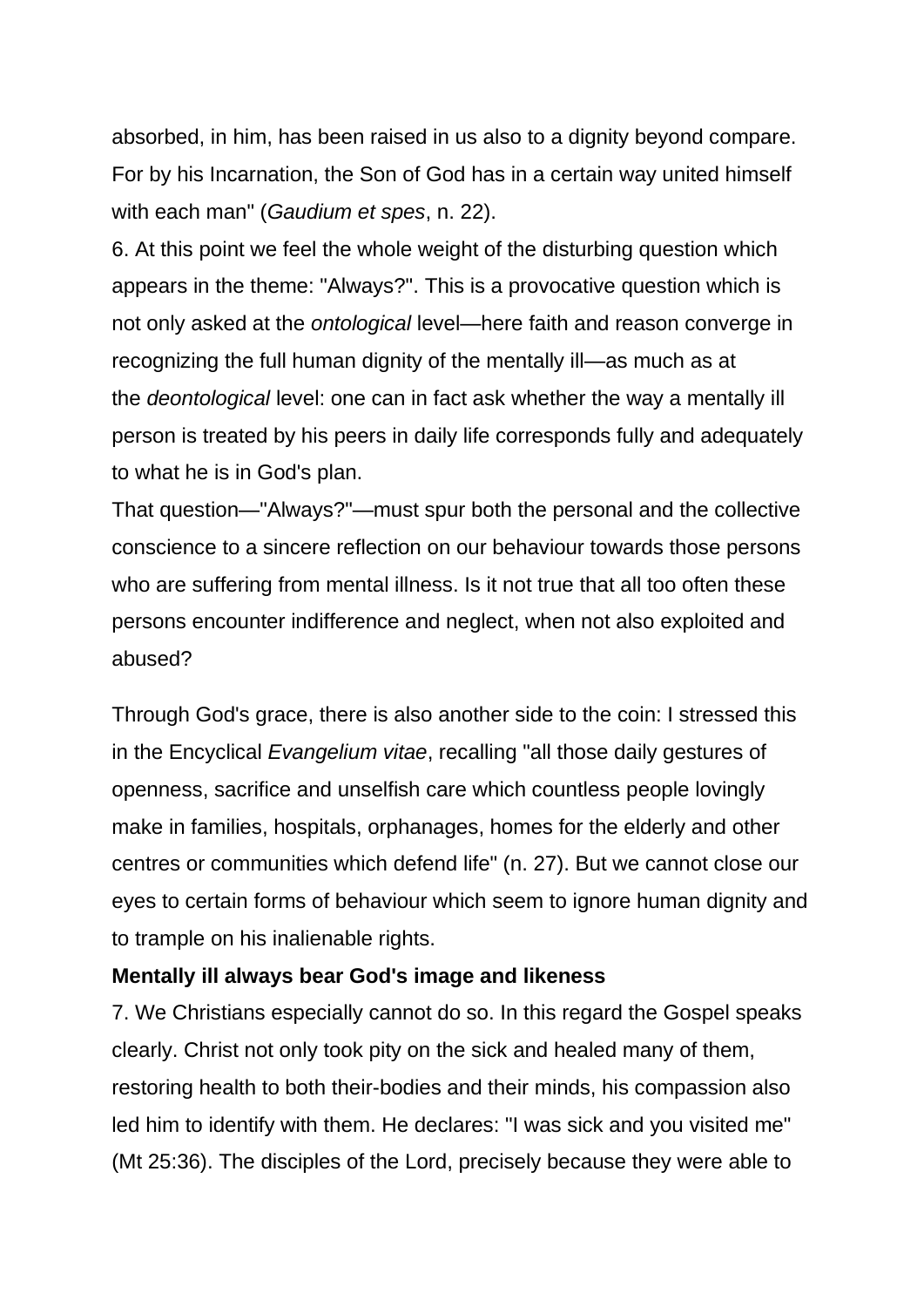absorbed, in him, has been raised in us also to a dignity beyond compare. For by his Incarnation, the Son of God has in a certain way united himself with each man" (*Gaudium et spes*, n. 22).

6. At this point we feel the whole weight of the disturbing question which appears in the theme: "Always?". This is a provocative question which is not only asked at the *ontological* level—here faith and reason converge in recognizing the full human dignity of the mentally ill—as much as at the *deontological* level: one can in fact ask whether the way a mentally ill person is treated by his peers in daily life corresponds fully and adequately to what he is in God's plan.

That question—"Always?"—must spur both the personal and the collective conscience to a sincere reflection on our behaviour towards those persons who are suffering from mental illness. Is it not true that all too often these persons encounter indifference and neglect, when not also exploited and abused?

Through God's grace, there is also another side to the coin: I stressed this in the Encyclical *Evangelium vitae*, recalling "all those daily gestures of openness, sacrifice and unselfish care which countless people lovingly make in families, hospitals, orphanages, homes for the elderly and other centres or communities which defend life" (n. 27). But we cannot close our eyes to certain forms of behaviour which seem to ignore human dignity and to trample on his inalienable rights.

**Mentally ill always bear God's image and likeness**

7. We Christians especially cannot do so. In this regard the Gospel speaks clearly. Christ not only took pity on the sick and healed many of them, restoring health to both their-bodies and their minds, his compassion also led him to identify with them. He declares: "I was sick and you visited me" (Mt 25:36). The disciples of the Lord, precisely because they were able to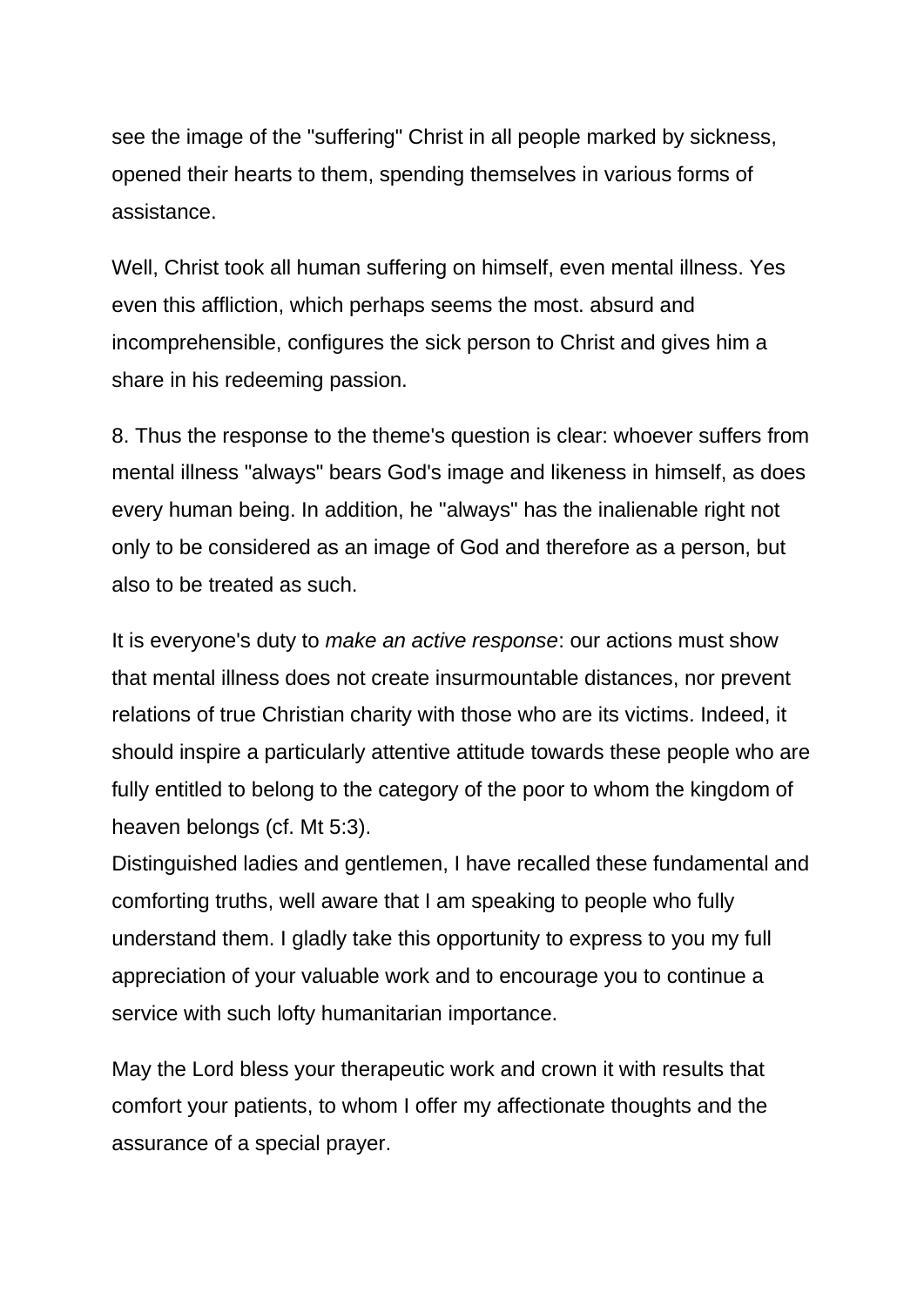see the image of the "suffering" Christ in all people marked by sickness, opened their hearts to them, spending themselves in various forms of assistance.

Well, Christ took all human suffering on himself, even mental illness. Yes even this affliction, which perhaps seems the most. absurd and incomprehensible, configures the sick person to Christ and gives him a share in his redeeming passion.

8. Thus the response to the theme's question is clear: whoever suffers from mental illness "always" bears God's image and likeness in himself, as does every human being. In addition, he "always" has the inalienable right not only to be considered as an image of God and therefore as a person, but also to be treated as such.

It is everyone's duty to *make an active response*: our actions must show that mental illness does not create insurmountable distances, nor prevent relations of true Christian charity with those who are its victims. Indeed, it should inspire a particularly attentive attitude towards these people who are fully entitled to belong to the category of the poor to whom the kingdom of heaven belongs (cf. Mt 5:3).
Distinguished ladies and gentlemen, I have recalled these fundamental and comforting truths, well aware that I am speaking to people who fully understand them. I gladly take this opportunity to express to you my full appreciation of your valuable work and to encourage you to continue a service with such lofty humanitarian importance.

May the Lord bless your therapeutic work and crown it with results that comfort your patients, to whom I offer my affectionate thoughts and the assurance of a special prayer.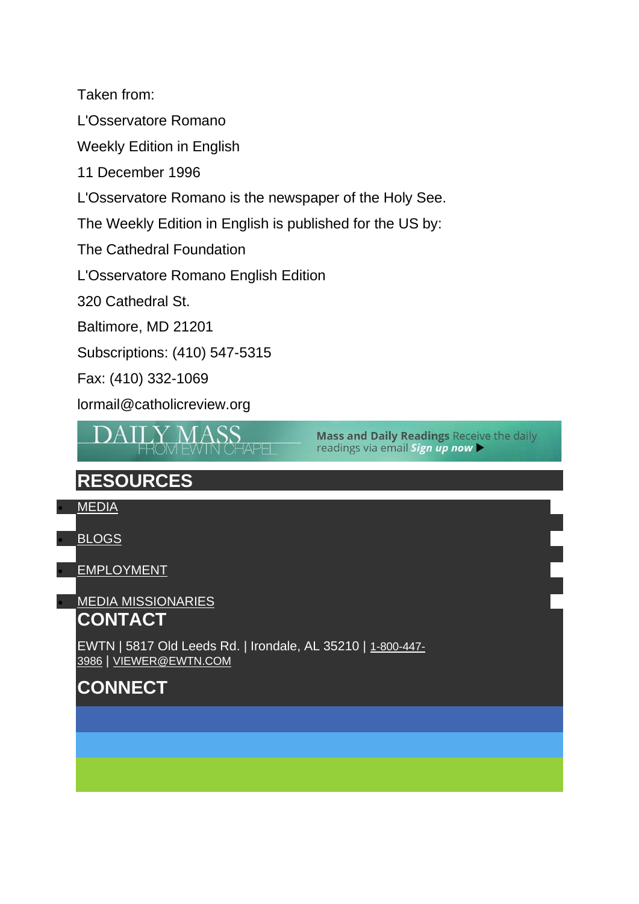Taken from:

L'Osservatore Romano

Weekly Edition in English

11 December 1996

L'Osservatore Romano is the newspaper of the Holy See.

The Weekly Edition in English is published for the US by:

The Cathedral Foundation

L'Osservatore Romano English Edition

320 Cathedral St.

Baltimore, MD 21201

Subscriptions: (410) 547-5315

Fax: (410) 332-1069

lormail@catholicreview.org

DAILY MASS FROM EWTN CHAPEL — **Mass and Daily Readings** Receive the daily readings via email ***Sign up now*** ▶

## RESOURCES

- MEDIA
- BLOGS
- EMPLOYMENT
- MEDIA MISSIONARIES

## CONTACT

EWTN | 5817 Old Leeds Rd. | Irondale, AL 35210 | 1-800-447-3986 | VIEWER@EWTN.COM

## CONNECT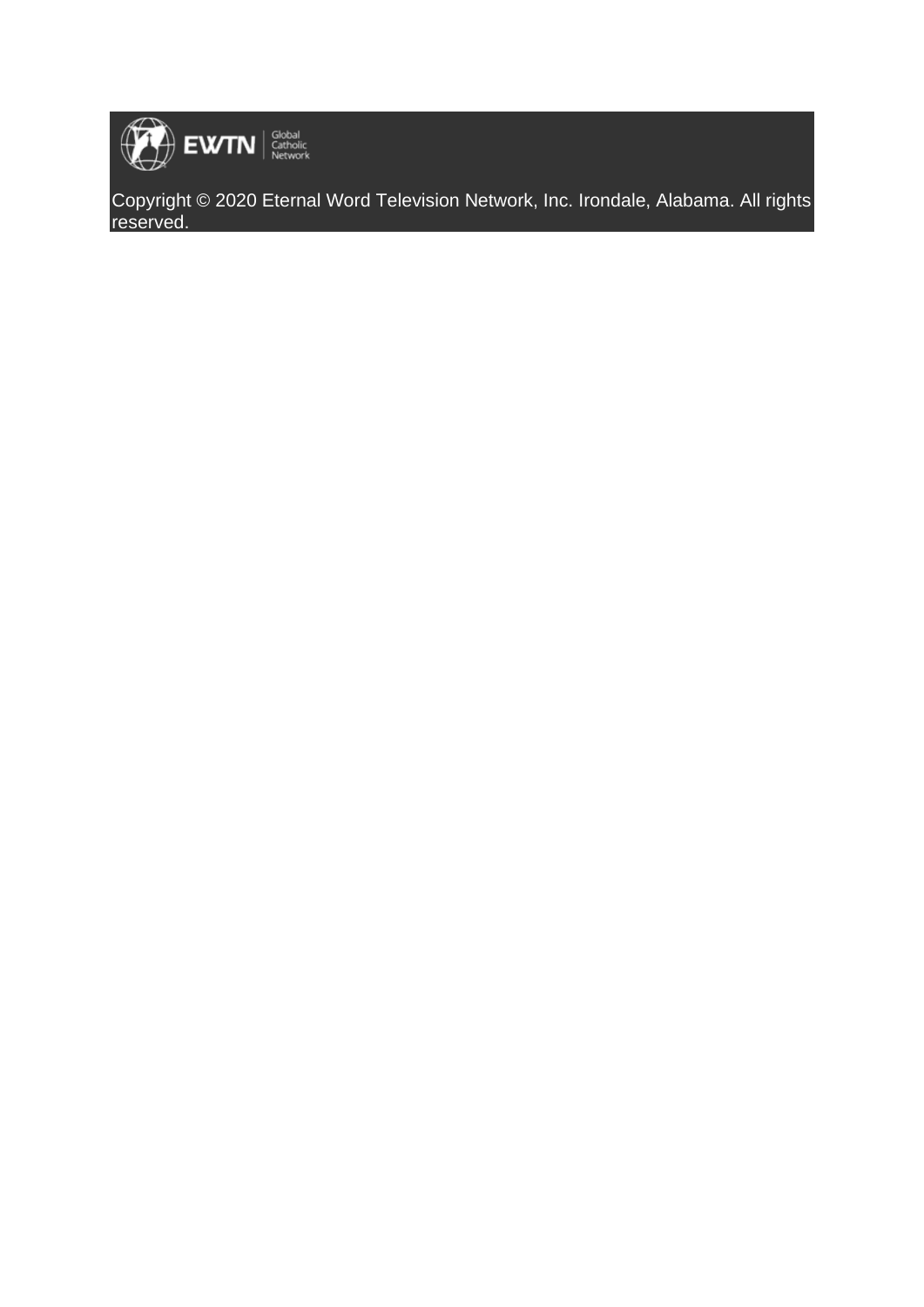EWTN Global Catholic Network

Copyright © 2020 Eternal Word Television Network, Inc. Irondale, Alabama. All rights reserved.